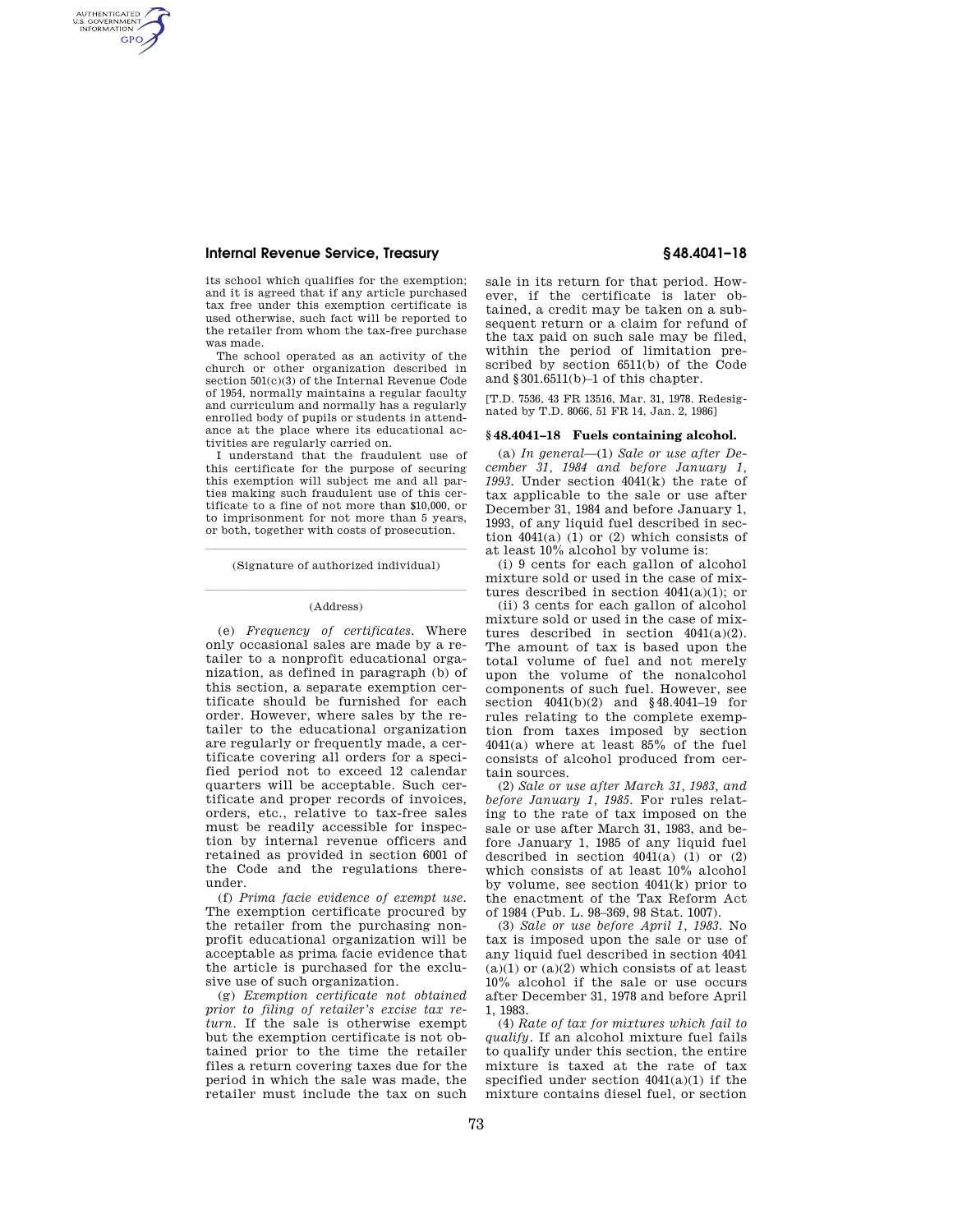its school which qualifies for the exemption; and it is agreed that if any article purchased tax free under this exemption certificate is used otherwise, such fact will be reported to the retailer from whom the tax-free purchase was made.

The school operated as an activity of the church or other organization described in section 501(c)(3) of the Internal Revenue Code of 1954, normally maintains a regular faculty and curriculum and normally has a regularly enrolled body of pupils or students in attendance at the place where its educational activities are regularly carried on.

I understand that the fraudulent use of this certificate for the purpose of securing this exemption will subject me and all parties making such fraudulent use of this certificate to a fine of not more than $10,000, or to imprisonment for not more than 5 years, or both, together with costs of prosecution.

(Signature of authorized individual)

(Address)

(e) *Frequency of certificates.* Where only occasional sales are made by a retailer to a nonprofit educational organization, as defined in paragraph (b) of this section, a separate exemption certificate should be furnished for each order. However, where sales by the retailer to the educational organization are regularly or frequently made, a certificate covering all orders for a specified period not to exceed 12 calendar quarters will be acceptable. Such certificate and proper records of invoices, orders, etc., relative to tax-free sales must be readily accessible for inspection by internal revenue officers and retained as provided in section 6001 of the Code and the regulations thereunder.

(f) *Prima facie evidence of exempt use.* The exemption certificate procured by the retailer from the purchasing nonprofit educational organization will be acceptable as prima facie evidence that the article is purchased for the exclusive use of such organization.

(g) *Exemption certificate not obtained prior to filing of retailer's excise tax return.* If the sale is otherwise exempt but the exemption certificate is not obtained prior to the time the retailer files a return covering taxes due for the period in which the sale was made, the retailer must include the tax on such sale in its return for that period. However, if the certificate is later obtained, a credit may be taken on a subsequent return or a claim for refund of the tax paid on such sale may be filed, within the period of limitation prescribed by section 6511(b) of the Code and §301.6511(b)–1 of this chapter.

[T.D. 7536, 43 FR 13516, Mar. 31, 1978. Redesignated by T.D. 8066, 51 FR 14, Jan. 2, 1986]

## §48.4041–18 Fuels containing alcohol.

(a) *In general*—(1) *Sale or use after December 31, 1984 and before January 1, 1993.* Under section 4041(k) the rate of tax applicable to the sale or use after December 31, 1984 and before January 1, 1993, of any liquid fuel described in section 4041(a) (1) or (2) which consists of at least 10% alcohol by volume is:

(i) 9 cents for each gallon of alcohol mixture sold or used in the case of mixtures described in section 4041(a)(1); or

(ii) 3 cents for each gallon of alcohol mixture sold or used in the case of mixtures described in section 4041(a)(2). The amount of tax is based upon the total volume of fuel and not merely upon the volume of the nonalcohol components of such fuel. However, see section 4041(b)(2) and §48.4041–19 for rules relating to the complete exemption from taxes imposed by section 4041(a) where at least 85% of the fuel consists of alcohol produced from certain sources.

(2) *Sale or use after March 31, 1983, and before January 1, 1985.* For rules relating to the rate of tax imposed on the sale or use after March 31, 1983, and before January 1, 1985 of any liquid fuel described in section 4041(a) (1) or (2) which consists of at least 10% alcohol by volume, see section 4041(k) prior to the enactment of the Tax Reform Act of 1984 (Pub. L. 98–369, 98 Stat. 1007).

(3) *Sale or use before April 1, 1983.* No tax is imposed upon the sale or use of any liquid fuel described in section 4041 (a)(1) or (a)(2) which consists of at least 10% alcohol if the sale or use occurs after December 31, 1978 and before April 1, 1983.

(4) *Rate of tax for mixtures which fail to qualify.* If an alcohol mixture fuel fails to qualify under this section, the entire mixture is taxed at the rate of tax specified under section 4041(a)(1) if the mixture contains diesel fuel, or section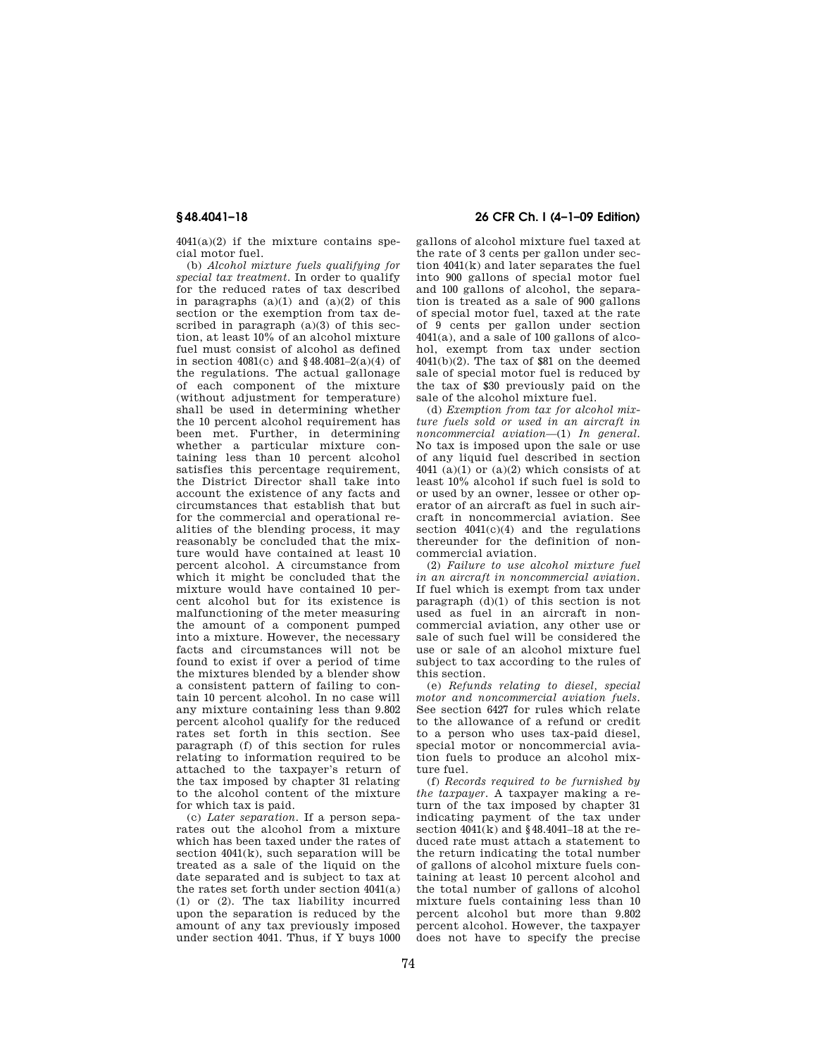4041(a)(2) if the mixture contains special motor fuel.

(b) *Alcohol mixture fuels qualifying for special tax treatment.* In order to qualify for the reduced rates of tax described in paragraphs (a)(1) and (a)(2) of this section or the exemption from tax described in paragraph (a)(3) of this section, at least 10% of an alcohol mixture fuel must consist of alcohol as defined in section 4081(c) and §48.4081–2(a)(4) of the regulations. The actual gallonage of each component of the mixture (without adjustment for temperature) shall be used in determining whether the 10 percent alcohol requirement has been met. Further, in determining whether a particular mixture containing less than 10 percent alcohol satisfies this percentage requirement, the District Director shall take into account the existence of any facts and circumstances that establish that but for the commercial and operational realities of the blending process, it may reasonably be concluded that the mixture would have contained at least 10 percent alcohol. A circumstance from which it might be concluded that the mixture would have contained 10 percent alcohol but for its existence is malfunctioning of the meter measuring the amount of a component pumped into a mixture. However, the necessary facts and circumstances will not be found to exist if over a period of time the mixtures blended by a blender show a consistent pattern of failing to contain 10 percent alcohol. In no case will any mixture containing less than 9.802 percent alcohol qualify for the reduced rates set forth in this section. See paragraph (f) of this section for rules relating to information required to be attached to the taxpayer's return of the tax imposed by chapter 31 relating to the alcohol content of the mixture for which tax is paid.

(c) *Later separation.* If a person separates out the alcohol from a mixture which has been taxed under the rates of section 4041(k), such separation will be treated as a sale of the liquid on the date separated and is subject to tax at the rates set forth under section 4041(a) (1) or (2). The tax liability incurred upon the separation is reduced by the amount of any tax previously imposed under section 4041. Thus, if Y buys 1000 gallons of alcohol mixture fuel taxed at the rate of 3 cents per gallon under section 4041(k) and later separates the fuel into 900 gallons of special motor fuel and 100 gallons of alcohol, the separation is treated as a sale of 900 gallons of special motor fuel, taxed at the rate of 9 cents per gallon under section 4041(a), and a sale of 100 gallons of alcohol, exempt from tax under section 4041(b)(2). The tax of $81 on the deemed sale of special motor fuel is reduced by the tax of $30 previously paid on the sale of the alcohol mixture fuel.

(d) *Exemption from tax for alcohol mixture fuels sold or used in an aircraft in noncommercial aviation*—(1) *In general.* No tax is imposed upon the sale or use of any liquid fuel described in section 4041 (a)(1) or (a)(2) which consists of at least 10% alcohol if such fuel is sold to or used by an owner, lessee or other operator of an aircraft as fuel in such aircraft in noncommercial aviation. See section 4041(c)(4) and the regulations thereunder for the definition of noncommercial aviation.

(2) *Failure to use alcohol mixture fuel in an aircraft in noncommercial aviation.* If fuel which is exempt from tax under paragraph (d)(1) of this section is not used as fuel in an aircraft in noncommercial aviation, any other use or sale of such fuel will be considered the use or sale of an alcohol mixture fuel subject to tax according to the rules of this section.

(e) *Refunds relating to diesel, special motor and noncommercial aviation fuels.* See section 6427 for rules which relate to the allowance of a refund or credit to a person who uses tax-paid diesel, special motor or noncommercial aviation fuels to produce an alcohol mixture fuel.

(f) *Records required to be furnished by the taxpayer.* A taxpayer making a return of the tax imposed by chapter 31 indicating payment of the tax under section 4041(k) and §48.4041–18 at the reduced rate must attach a statement to the return indicating the total number of gallons of alcohol mixture fuels containing at least 10 percent alcohol and the total number of gallons of alcohol mixture fuels containing less than 10 percent alcohol but more than 9.802 percent alcohol. However, the taxpayer does not have to specify the precise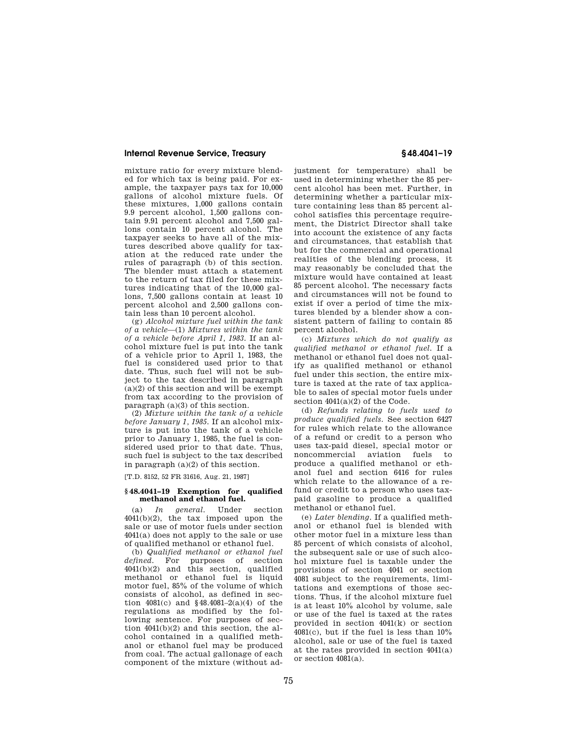mixture ratio for every mixture blended for which tax is being paid. For example, the taxpayer pays tax for 10,000 gallons of alcohol mixture fuels. Of these mixtures, 1,000 gallons contain 9.9 percent alcohol, 1,500 gallons contain 9.91 percent alcohol and 7,500 gallons contain 10 percent alcohol. The taxpayer seeks to have all of the mixtures described above qualify for taxation at the reduced rate under the rules of paragraph (b) of this section. The blender must attach a statement to the return of tax filed for these mixtures indicating that of the 10,000 gallons, 7,500 gallons contain at least 10 percent alcohol and 2,500 gallons contain less than 10 percent alcohol.

(g) *Alcohol mixture fuel within the tank of a vehicle*—(1) *Mixtures within the tank of a vehicle before April 1, 1983.* If an alcohol mixture fuel is put into the tank of a vehicle prior to April 1, 1983, the fuel is considered used prior to that date. Thus, such fuel will not be subject to the tax described in paragraph (a)(2) of this section and will be exempt from tax according to the provision of paragraph (a)(3) of this section.

(2) *Mixture within the tank of a vehicle before January 1, 1985.* If an alcohol mixture is put into the tank of a vehicle prior to January 1, 1985, the fuel is considered used prior to that date. Thus, such fuel is subject to the tax described in paragraph (a)(2) of this section.

[T.D. 8152, 52 FR 31616, Aug. 21, 1987]

### § 48.4041–19 Exemption for qualified methanol and ethanol fuel.

(a) *In general.* Under section 4041(b)(2), the tax imposed upon the sale or use of motor fuels under section 4041(a) does not apply to the sale or use of qualified methanol or ethanol fuel.

(b) *Qualified methanol or ethanol fuel defined.* For purposes of section 4041(b)(2) and this section, qualified methanol or ethanol fuel is liquid motor fuel, 85% of the volume of which consists of alcohol, as defined in section 4081(c) and § 48.4081–2(a)(4) of the regulations as modified by the following sentence. For purposes of section 4041(b)(2) and this section, the alcohol contained in a qualified methanol or ethanol fuel may be produced from coal. The actual gallonage of each component of the mixture (without adjustment for temperature) shall be used in determining whether the 85 percent alcohol has been met. Further, in determining whether a particular mixture containing less than 85 percent alcohol satisfies this percentage requirement, the District Director shall take into account the existence of any facts and circumstances, that establish that but for the commercial and operational realities of the blending process, it may reasonably be concluded that the mixture would have contained at least 85 percent alcohol. The necessary facts and circumstances will not be found to exist if over a period of time the mixtures blended by a blender show a consistent pattern of failing to contain 85 percent alcohol.

(c) *Mixtures which do not qualify as qualified methanol or ethanol fuel.* If a methanol or ethanol fuel does not qualify as qualified methanol or ethanol fuel under this section, the entire mixture is taxed at the rate of tax applicable to sales of special motor fuels under section 4041(a)(2) of the Code.

(d) *Refunds relating to fuels used to produce qualified fuels.* See section 6427 for rules which relate to the allowance of a refund or credit to a person who uses tax-paid diesel, special motor or noncommercial aviation fuels to produce a qualified methanol or ethanol fuel and section 6416 for rules which relate to the allowance of a refund or credit to a person who uses tax-paid gasoline to produce a qualified methanol or ethanol fuel.

(e) *Later blending.* If a qualified methanol or ethanol fuel is blended with other motor fuel in a mixture less than 85 percent of which consists of alcohol, the subsequent sale or use of such alcohol mixture fuel is taxable under the provisions of section 4041 or section 4081 subject to the requirements, limitations and exemptions of those sections. Thus, if the alcohol mixture fuel is at least 10% alcohol by volume, sale or use of the fuel is taxed at the rates provided in section 4041(k) or section 4081(c), but if the fuel is less than 10% alcohol, sale or use of the fuel is taxed at the rates provided in section 4041(a) or section 4081(a).